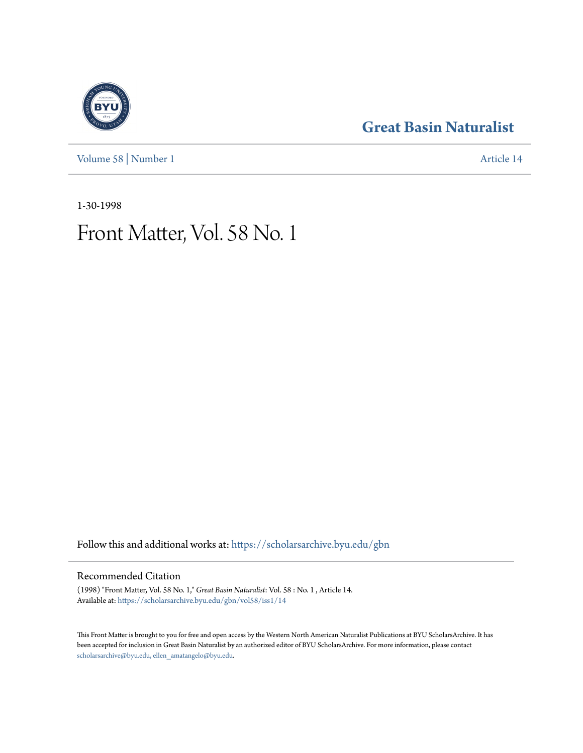# Great Basin Naturalist

Volume 58 | Number 1 Article 14

1-30-1998

# Front Matter, Vol. 58 No. 1

Follow this and additional works at: https://scholarsarchive.byu.edu/gbn

## Recommended Citation

(1998) "Front Matter, Vol. 58 No. 1," *Great Basin Naturalist*: Vol. 58 : No. 1 , Article 14.
Available at: https://scholarsarchive.byu.edu/gbn/vol58/iss1/14

This Front Matter is brought to you for free and open access by the Western North American Naturalist Publications at BYU ScholarsArchive. It has been accepted for inclusion in Great Basin Naturalist by an authorized editor of BYU ScholarsArchive. For more information, please contact scholarsarchive@byu.edu, ellen_amatangelo@byu.edu.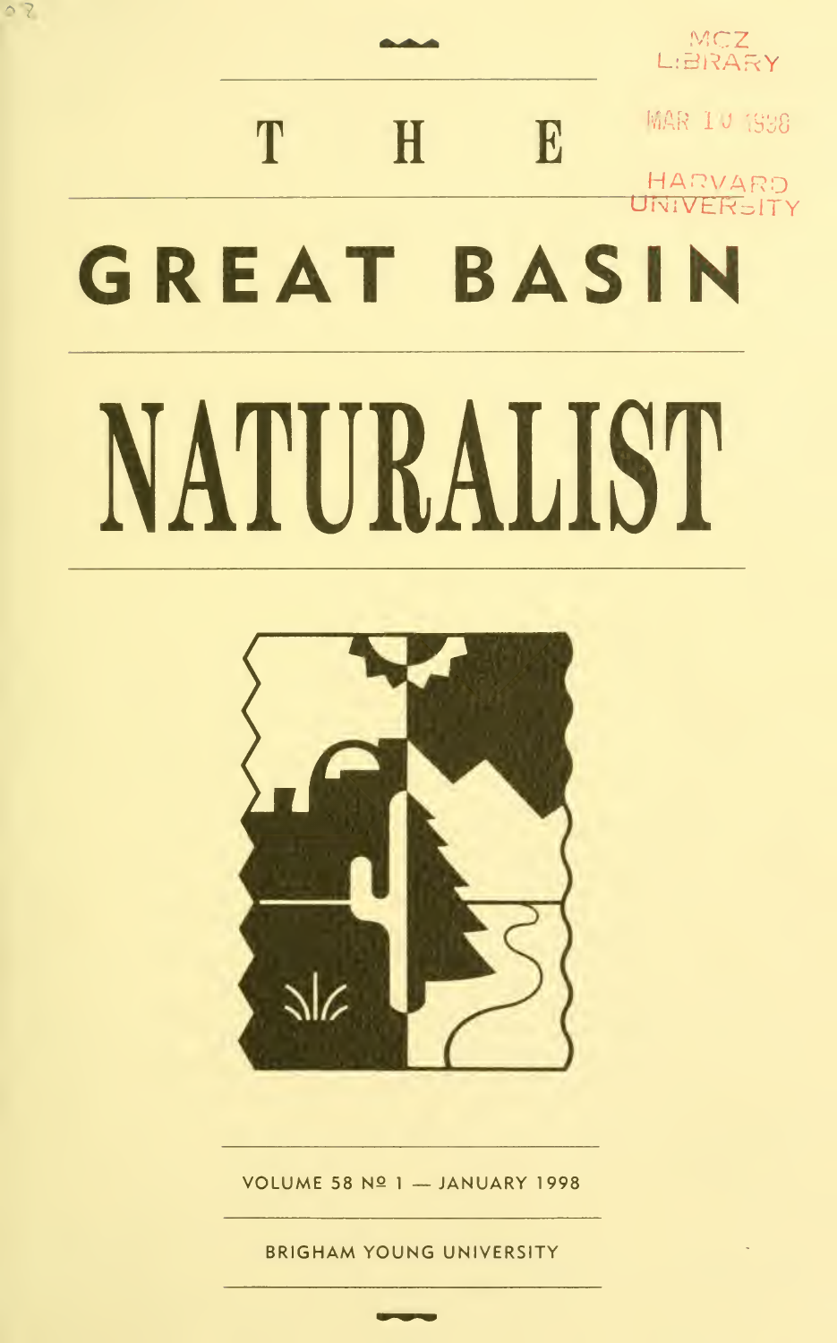# THE GREAT BASIN NATURALIST

VOLUME 58 № 1 — JANUARY 1998

BRIGHAM YOUNG UNIVERSITY

MCZ LIBRARY

MAR 10 1998

HARVARD UNIVERSITY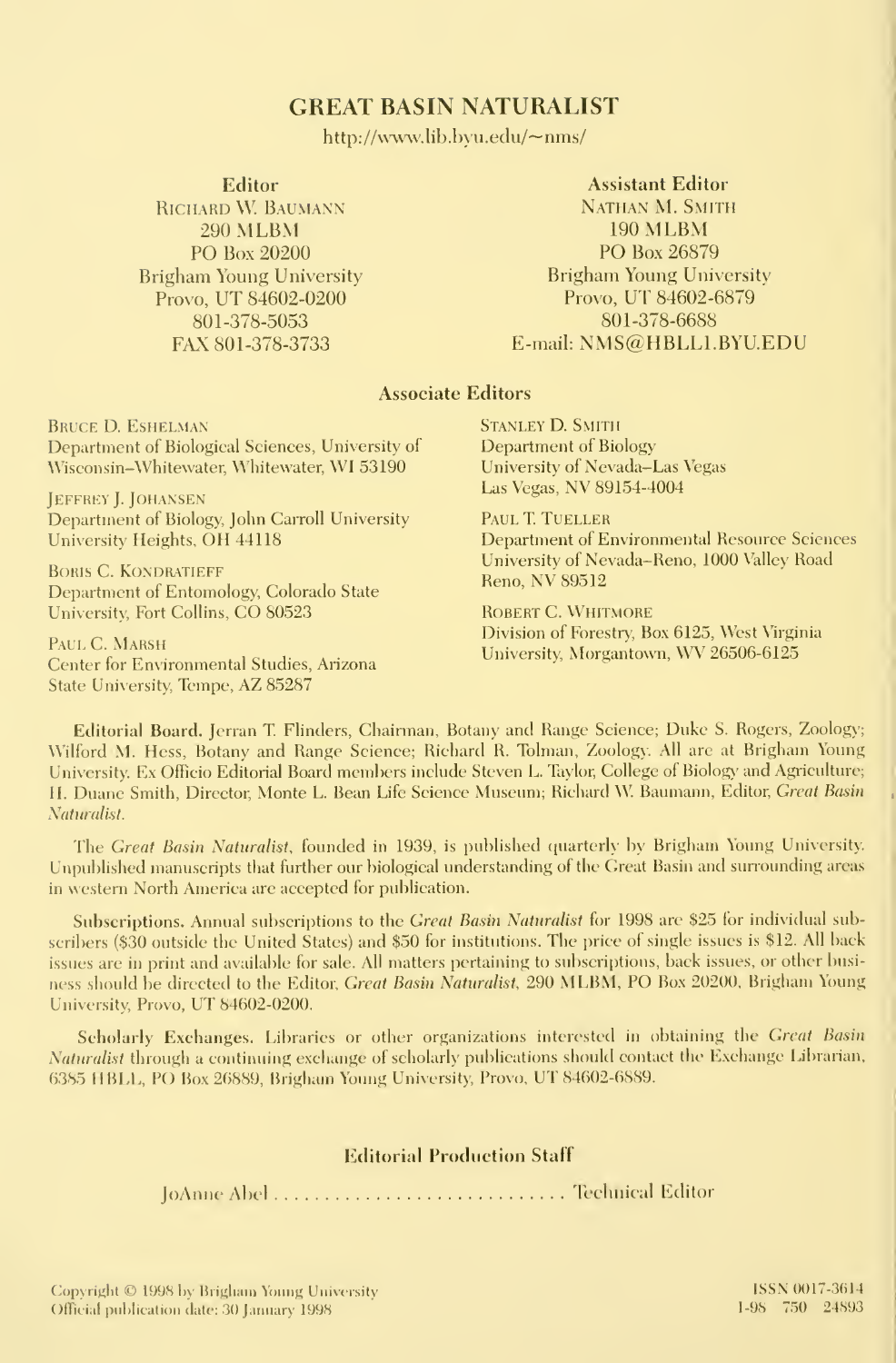# GREAT BASIN NATURALIST

http://www.lib.byu.edu/~nms/

**Editor**
RICHARD W. BAUMANN
290 MLBM
PO Box 20200
Brigham Young University
Provo, UT 84602-0200
801-378-5053
FAX 801-378-3733

**Assistant Editor**
NATHAN M. SMITH
190 MLBM
PO Box 26879
Brigham Young University
Provo, UT 84602-6879
801-378-6688
E-mail: NMS@HBLL1.BYU.EDU

## Associate Editors

BRUCE D. ESHELMAN
Department of Biological Sciences, University of Wisconsin–Whitewater, Whitewater, WI 53190

JEFFREY J. JOHANSEN
Department of Biology, John Carroll University
University Heights, OH 44118

BORIS C. KONDRATIEFF
Department of Entomology, Colorado State University, Fort Collins, CO 80523

PAUL C. MARSH
Center for Environmental Studies, Arizona State University, Tempe, AZ 85287

STANLEY D. SMITH
Department of Biology
University of Nevada–Las Vegas
Las Vegas, NV 89154-4004

PAUL T. TUELLER
Department of Environmental Resource Sciences
University of Nevada–Reno, 1000 Valley Road
Reno, NV 89512

ROBERT C. WHITMORE
Division of Forestry, Box 6125, West Virginia University, Morgantown, WV 26506-6125

**Editorial Board.** Jerran T. Flinders, Chairman, Botany and Range Science; Duke S. Rogers, Zoology; Wilford M. Hess, Botany and Range Science; Richard R. Tolman, Zoology. All are at Brigham Young University. Ex Officio Editorial Board members include Steven L. Taylor, College of Biology and Agriculture; H. Duane Smith, Director, Monte L. Bean Life Science Museum; Richard W. Baumann, Editor, *Great Basin Naturalist*.

The *Great Basin Naturalist*, founded in 1939, is published quarterly by Brigham Young University. Unpublished manuscripts that further our biological understanding of the Great Basin and surrounding areas in western North America are accepted for publication.

**Subscriptions.** Annual subscriptions to the *Great Basin Naturalist* for 1998 are $25 for individual subscribers ($30 outside the United States) and $50 for institutions. The price of single issues is $12. All back issues are in print and available for sale. All matters pertaining to subscriptions, back issues, or other business should be directed to the Editor, *Great Basin Naturalist*, 290 MLBM, PO Box 20200, Brigham Young University, Provo, UT 84602-0200.

**Scholarly Exchanges.** Libraries or other organizations interested in obtaining the *Great Basin Naturalist* through a continuing exchange of scholarly publications should contact the Exchange Librarian, 6385 HBLL, PO Box 26889, Brigham Young University, Provo, UT 84602-6889.

## Editorial Production Staff

JoAnne Abel . . . . . . . . . . . . . . . . . . . . . . . . . . . . . Technical Editor

Copyright © 1998 by Brigham Young University
Official publication date: 30 January 1998

ISSN 0017-3614
1-98 750 24893